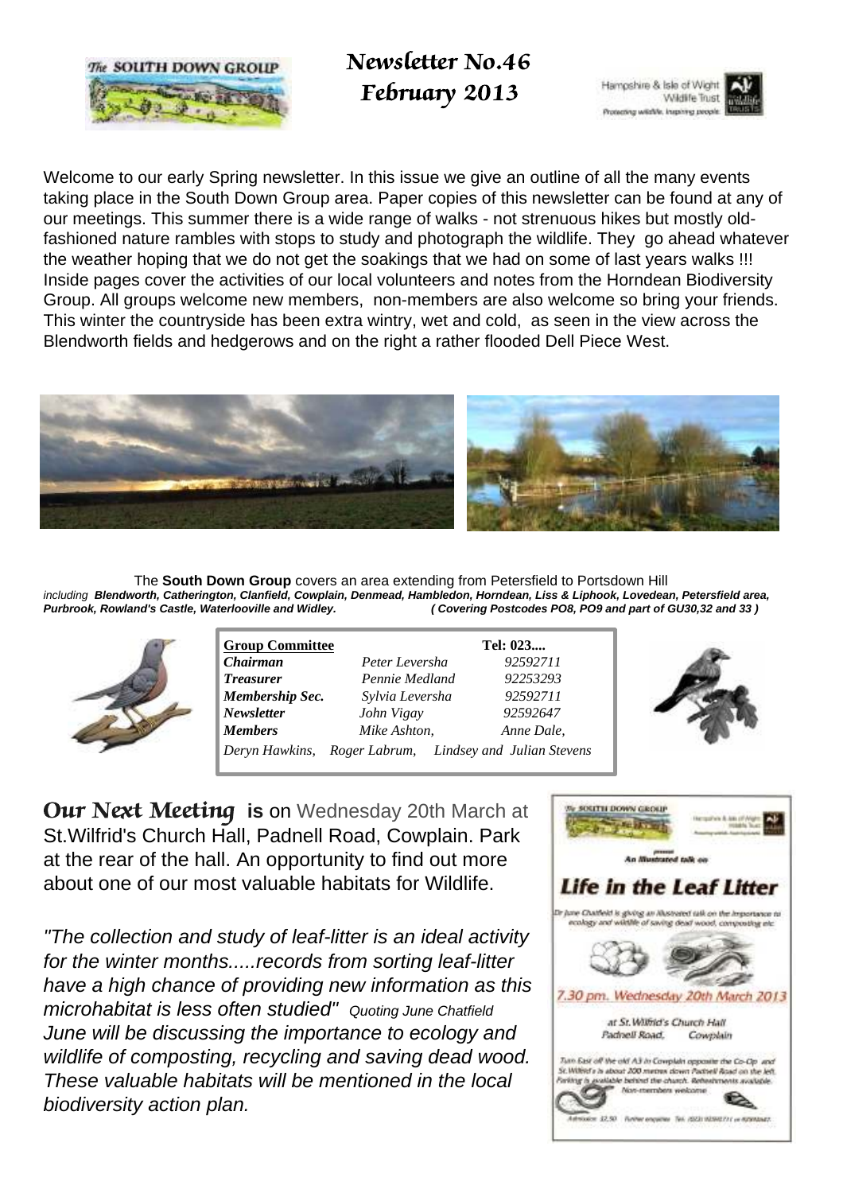# Newsletter No.46
# February 2013

Welcome to our early Spring newsletter. In this issue we give an outline of all the many events taking place in the South Down Group area. Paper copies of this newsletter can be found at any of our meetings. This summer there is a wide range of walks - not strenuous hikes but mostly old-fashioned nature rambles with stops to study and photograph the wildlife. They go ahead whatever the weather hoping that we do not get the soakings that we had on some of last years walks !!! Inside pages cover the activities of our local volunteers and notes from the Horndean Biodiversity Group. All groups welcome new members, non-members are also welcome so bring your friends. This winter the countryside has been extra wintry, wet and cold, as seen in the view across the Blendworth fields and hedgerows and on the right a rather flooded Dell Piece West.

The **South Down Group** covers an area extending from Petersfield to Portsdown Hill *including* ***Blendworth, Catherington, Clanfield, Cowplain, Denmead, Hambledon, Horndean, Liss & Liphook, Lovedean, Petersfield area, Purbrook, Rowland's Castle, Waterlooville and Widley.*** ***( Covering Postcodes PO8, PO9 and part of GU30,32 and 33 )***

| Group Committee | | Tel: 023.... |
|---|---|---|
| *Chairman* | *Peter Leversha* | *92592711* |
| *Treasurer* | *Pennie Medland* | *92253293* |
| *Membership Sec.* | *Sylvia Leversha* | *92592711* |
| *Newsletter* | *John Vigay* | *92592647* |
| *Members* | *Mike Ashton,* | *Anne Dale,* |
| *Deryn Hawkins,* | *Roger Labrum,* | *Lindsey and Julian Stevens* |

## Our Next Meeting is on Wednesday 20th March at St.Wilfrid's Church Hall, Padnell Road, Cowplain. Park at the rear of the hall. An opportunity to find out more about one of our most valuable habitats for Wildlife.

*"The collection and study of leaf-litter is an ideal activity for the winter months.....records from sorting leaf-litter have a high chance of providing new information as this microhabitat is less often studied"* *Quoting June Chatfield*
*June will be discussing the importance to ecology and wildlife of composting, recycling and saving dead wood. These valuable habitats will be mentioned in the local biodiversity action plan.*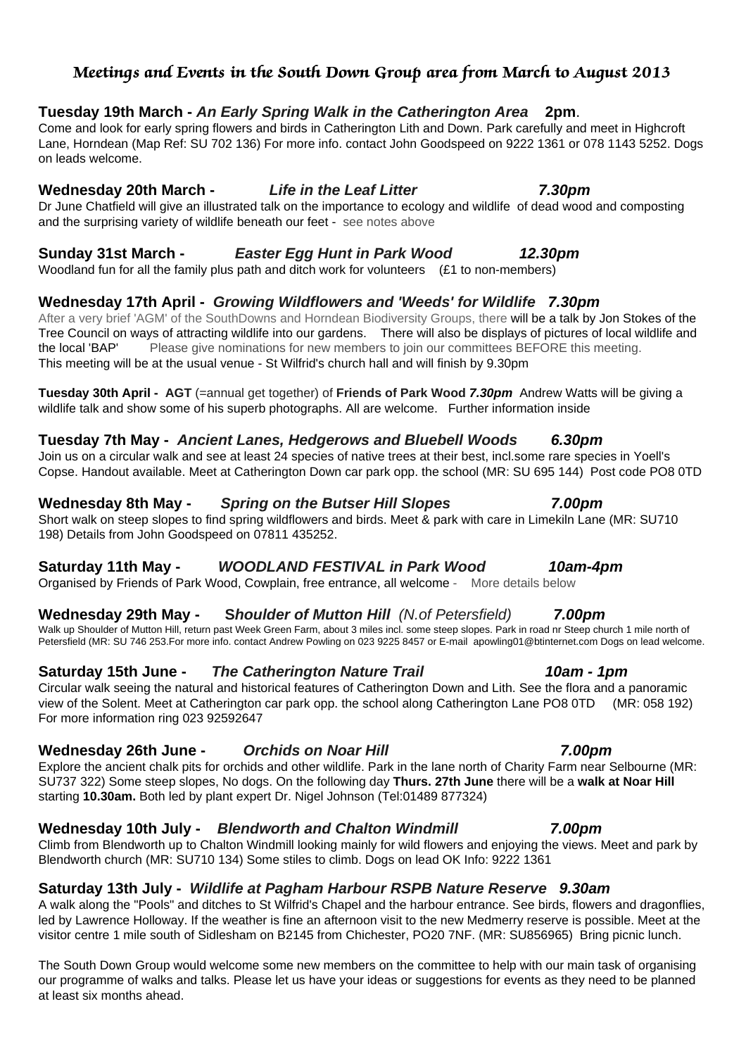# Meetings and Events in the South Down Group area from March to August 2013

### Tuesday 19th March - *An Early Spring Walk in the Catherington Area* 2pm.

Come and look for early spring flowers and birds in Catherington Lith and Down. Park carefully and meet in Highcroft Lane, Horndean (Map Ref: SU 702 136) For more info. contact John Goodspeed on 9222 1361 or 078 1143 5252. Dogs on leads welcome.

### Wednesday 20th March - *Life in the Leaf Litter* *7.30pm*

Dr June Chatfield will give an illustrated talk on the importance to ecology and wildlife of dead wood and composting and the surprising variety of wildlife beneath our feet - see notes above

### Sunday 31st March - *Easter Egg Hunt in Park Wood* *12.30pm*

Woodland fun for all the family plus path and ditch work for volunteers (£1 to non-members)

### Wednesday 17th April - *Growing Wildflowers and 'Weeds' for Wildlife* *7.30pm*

After a very brief 'AGM' of the SouthDowns and Horndean Biodiversity Groups, there will be a talk by Jon Stokes of the Tree Council on ways of attracting wildlife into our gardens. There will also be displays of pictures of local wildlife and the local 'BAP' Please give nominations for new members to join our committees BEFORE this meeting. This meeting will be at the usual venue - St Wilfrid's church hall and will finish by 9.30pm

**Tuesday 30th April - AGT** (=annual get together) of **Friends of Park Wood** ***7.30pm*** Andrew Watts will be giving a wildlife talk and show some of his superb photographs. All are welcome. Further information inside

### Tuesday 7th May - *Ancient Lanes, Hedgerows and Bluebell Woods* *6.30pm*

Join us on a circular walk and see at least 24 species of native trees at their best, incl.some rare species in Yoell's Copse. Handout available. Meet at Catherington Down car park opp. the school (MR: SU 695 144) Post code PO8 0TD

### Wednesday 8th May - *Spring on the Butser Hill Slopes* *7.00pm*

Short walk on steep slopes to find spring wildflowers and birds. Meet & park with care in Limekiln Lane (MR: SU710 198) Details from John Goodspeed on 07811 435252.

### Saturday 11th May - *WOODLAND FESTIVAL in Park Wood* *10am-4pm*

Organised by Friends of Park Wood, Cowplain, free entrance, all welcome - More details below

### Wednesday 29th May - *Shoulder of Mutton Hill* *(N.of Petersfield)* *7.00pm*

Walk up Shoulder of Mutton Hill, return past Week Green Farm, about 3 miles incl. some steep slopes. Park in road nr Steep church 1 mile north of Petersfield (MR: SU 746 253.For more info. contact Andrew Powling on 023 9225 8457 or E-mail apowling01@btinternet.com Dogs on lead welcome.

### Saturday 15th June - *The Catherington Nature Trail* *10am - 1pm*

Circular walk seeing the natural and historical features of Catherington Down and Lith. See the flora and a panoramic view of the Solent. Meet at Catherington car park opp. the school along Catherington Lane PO8 0TD (MR: 058 192) For more information ring 023 92592647

### Wednesday 26th June - *Orchids on Noar Hill* *7.00pm*

Explore the ancient chalk pits for orchids and other wildlife. Park in the lane north of Charity Farm near Selbourne (MR: SU737 322) Some steep slopes, No dogs. On the following day **Thurs. 27th June** there will be a **walk at Noar Hill** starting **10.30am.** Both led by plant expert Dr. Nigel Johnson (Tel:01489 877324)

### Wednesday 10th July - *Blendworth and Chalton Windmill* *7.00pm*

Climb from Blendworth up to Chalton Windmill looking mainly for wild flowers and enjoying the views. Meet and park by Blendworth church (MR: SU710 134) Some stiles to climb. Dogs on lead OK Info: 9222 1361

### Saturday 13th July - *Wildlife at Pagham Harbour RSPB Nature Reserve* *9.30am*

A walk along the "Pools" and ditches to St Wilfrid's Chapel and the harbour entrance. See birds, flowers and dragonflies, led by Lawrence Holloway. If the weather is fine an afternoon visit to the new Medmerry reserve is possible. Meet at the visitor centre 1 mile south of Sidlesham on B2145 from Chichester, PO20 7NF. (MR: SU856965) Bring picnic lunch.

The South Down Group would welcome some new members on the committee to help with our main task of organising our programme of walks and talks. Please let us have your ideas or suggestions for events as they need to be planned at least six months ahead.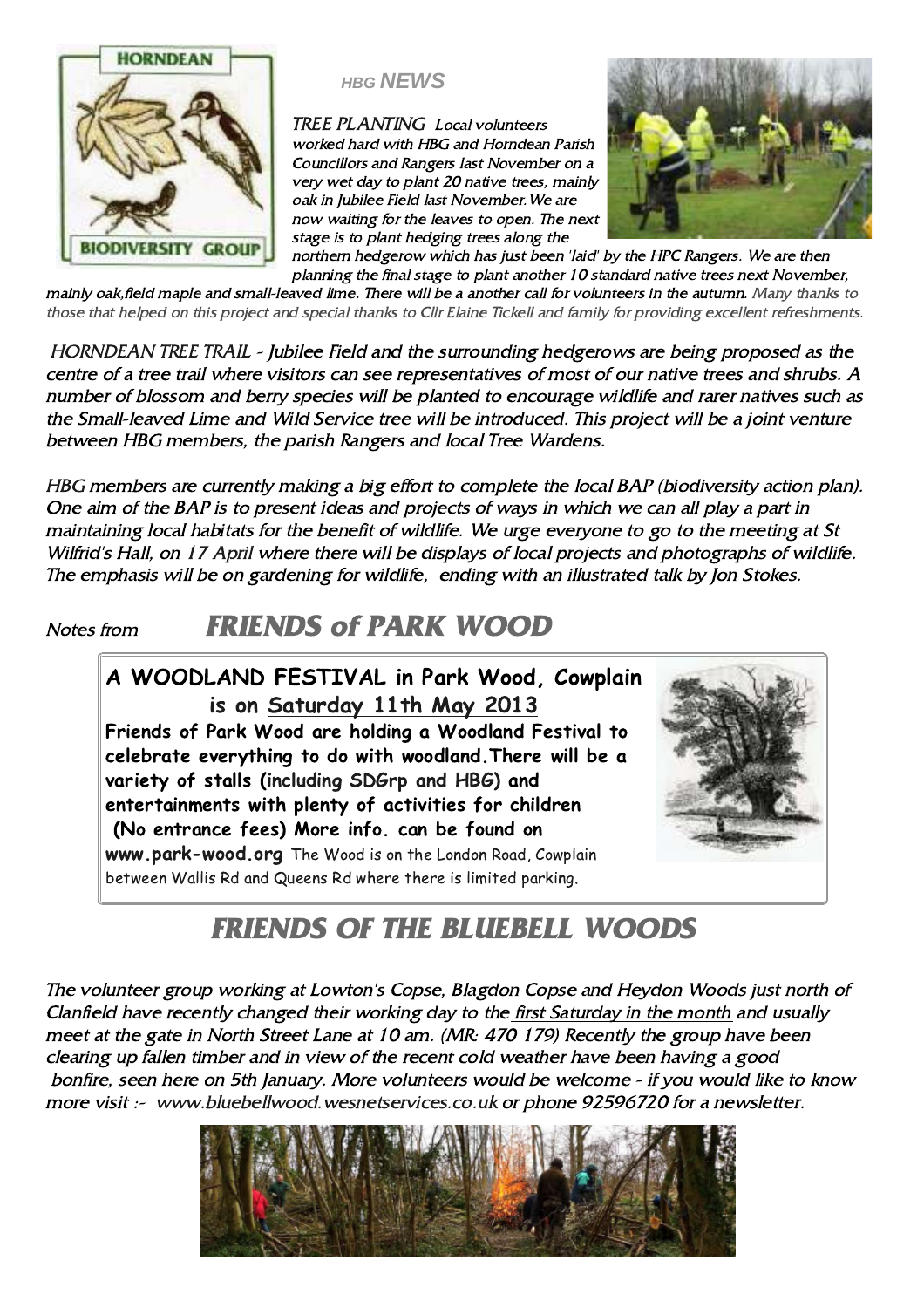## *HBG NEWS*

*TREE PLANTING Local volunteers worked hard with HBG and Horndean Parish Councillors and Rangers last November on a very wet day to plant 20 native trees, mainly oak in Jubilee Field last November. We are now waiting for the leaves to open. The next stage is to plant hedging trees along the northern hedgerow which has just been 'laid' by the HPC Rangers. We are then planning the final stage to plant another 10 standard native trees next November, mainly oak,field maple and small-leaved lime. There will be a another call for volunteers in the autumn. Many thanks to those that helped on this project and special thanks to Cllr Elaine Tickell and family for providing excellent refreshments.*

*HORNDEAN TREE TRAIL - Jubilee Field and the surrounding hedgerows are being proposed as the centre of a tree trail where visitors can see representatives of most of our native trees and shrubs. A number of blossom and berry species will be planted to encourage wildlife and rarer natives such as the Small-leaved Lime and Wild Service tree will be introduced. This project will be a joint venture between HBG members, the parish Rangers and local Tree Wardens.*

*HBG members are currently making a big effort to complete the local BAP (biodiversity action plan). One aim of the BAP is to present ideas and projects of ways in which we can all play a part in maintaining local habitats for the benefit of wildlife. We urge everyone to go to the meeting at St Wilfrid's Hall, on 17 April where there will be displays of local projects and photographs of wildlife. The emphasis will be on gardening for wildlife, ending with an illustrated talk by Jon Stokes.*

## *Notes from* ***FRIENDS of PARK WOOD***

**A WOODLAND FESTIVAL in Park Wood, Cowplain is on Saturday 11th May 2013**

**Friends of Park Wood are holding a Woodland Festival to celebrate everything to do with woodland.There will be a variety of stalls (including SDGrp and HBG) and entertainments with plenty of activities for children (No entrance fees) More info. can be found on www.park-wood.org** The Wood is on the London Road, Cowplain between Wallis Rd and Queens Rd where there is limited parking.

## ***FRIENDS OF THE BLUEBELL WOODS***

*The volunteer group working at Lowton's Copse, Blagdon Copse and Heydon Woods just north of Clanfield have recently changed their working day to the first Saturday in the month and usually meet at the gate in North Street Lane at 10 am. (MR: 470 179) Recently the group have been clearing up fallen timber and in view of the recent cold weather have been having a good bonfire, seen here on 5th January. More volunteers would be welcome - if you would like to know more visit :- www.bluebellwood.wesnetservices.co.uk or phone 92596720 for a newsletter.*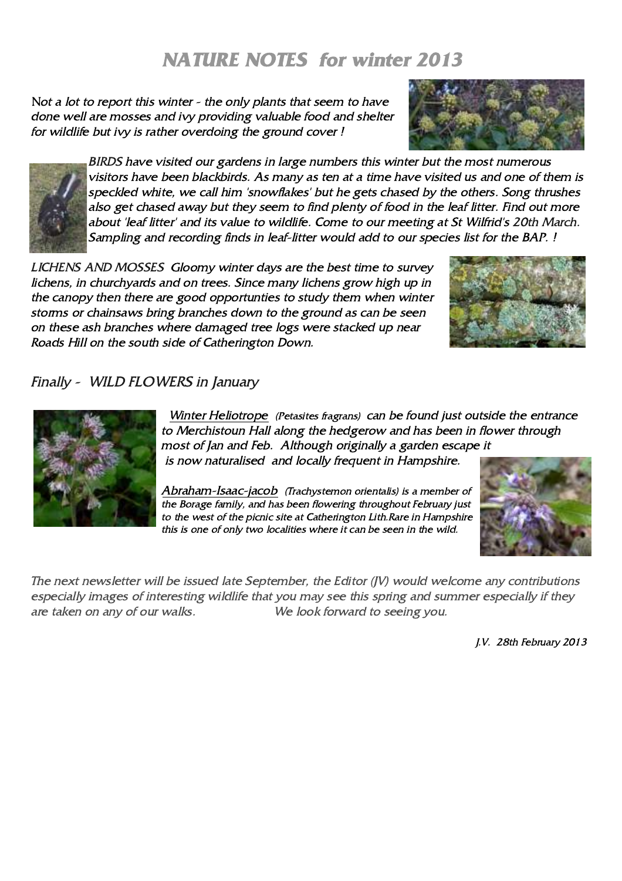# *NATURE NOTES for winter 2013*

*Not a lot to report this winter - the only plants that seem to have done well are mosses and ivy providing valuable food and shelter for wildlife but ivy is rather overdoing the ground cover !*

*BIRDS have visited our gardens in large numbers this winter but the most numerous visitors have been blackbirds. As many as ten at a time have visited us and one of them is speckled white, we call him 'snowflakes' but he gets chased by the others. Song thrushes also get chased away but they seem to find plenty of food in the leaf litter. Find out more about 'leaf litter' and its value to wildlife. Come to our meeting at St Wilfrid's 20th March. Sampling and recording finds in leaf-litter would add to our species list for the BAP. !*

*LICHENS AND MOSSES Gloomy winter days are the best time to survey lichens, in churchyards and on trees. Since many lichens grow high up in the canopy then there are good opportunties to study them when winter storms or chainsaws bring branches down to the ground as can be seen on these ash branches where damaged tree logs were stacked up near Roads Hill on the south side of Catherington Down.*

## *Finally - WILD FLOWERS in January*

*Winter Heliotrope (Petasites fragrans) can be found just outside the entrance to Merchistoun Hall along the hedgerow and has been in flower through most of Jan and Feb. Although originally a garden escape it is now naturalised and locally frequent in Hampshire.*

*Abraham-Isaac-jacob (Trachystemon orientalis) is a member of the Borage family, and has been flowering throughout February just to the west of the picnic site at Catherington Lith.Rare in Hampshire this is one of only two localities where it can be seen in the wild.*

*The next newsletter will be issued late September, the Editor (JV) would welcome any contributions especially images of interesting wildlife that you may see this spring and summer especially if they are taken on any of our walks. We look forward to seeing you.*

*J.V. 28th February 2013*